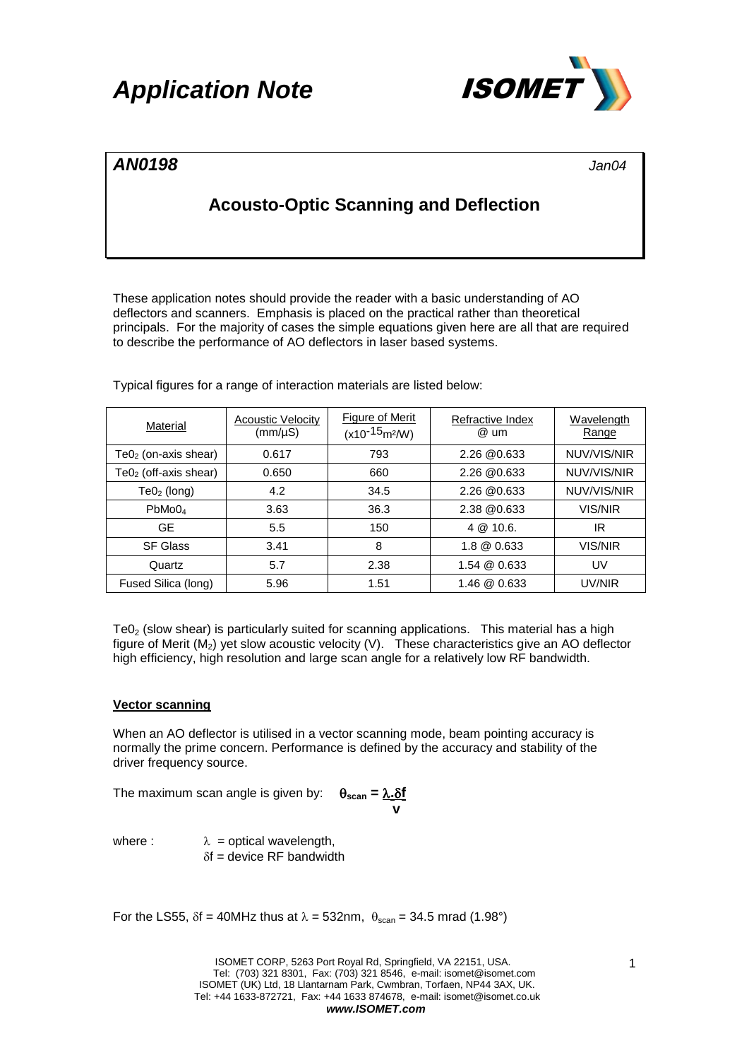# Application Note

***AN0198*** *Jan04*

## Acousto-Optic Scanning and Deflection

These application notes should provide the reader with a basic understanding of AO deflectors and scanners. Emphasis is placed on the practical rather than theoretical principals. For the majority of cases the simple equations given here are all that are required to describe the performance of AO deflectors in laser based systems.

Typical figures for a range of interaction materials are listed below:

| Material | Acoustic Velocity (mm/µS) | Figure of Merit ($x10^{-15}m^2/W$) | Refractive Index @ um | Wavelength Range |
|---|---|---|---|---|
| $Te0_2$ (on-axis shear) | 0.617 | 793 | 2.26 @0.633 | NUV/VIS/NIR |
| $Te0_2$ (off-axis shear) | 0.650 | 660 | 2.26 @0.633 | NUV/VIS/NIR |
| $Te0_2$ (long) | 4.2 | 34.5 | 2.26 @0.633 | NUV/VIS/NIR |
| $PbMo0_4$ | 3.63 | 36.3 | 2.38 @0.633 | VIS/NIR |
| GE | 5.5 | 150 | 4 @ 10.6. | IR |
| SF Glass | 3.41 | 8 | 1.8 @ 0.633 | VIS/NIR |
| Quartz | 5.7 | 2.38 | 1.54 @ 0.633 | UV |
| Fused Silica (long) | 5.96 | 1.51 | 1.46 @ 0.633 | UV/NIR |

$Te0_2$ (slow shear) is particularly suited for scanning applications. This material has a high figure of Merit ($M_2$) yet slow acoustic velocity (V). These characteristics give an AO deflector high efficiency, high resolution and large scan angle for a relatively low RF bandwidth.

### Vector scanning

When an AO deflector is utilised in a vector scanning mode, beam pointing accuracy is normally the prime concern. Performance is defined by the accuracy and stability of the driver frequency source.

The maximum scan angle is given by:

$$\theta_{scan} = \frac{\lambda . \delta f}{v}$$

where : $\lambda$ = optical wavelength,
$\delta f$ = device RF bandwidth

For the LS55, $\delta f$ = 40MHz thus at $\lambda$ = 532nm, $\theta_{scan}$ = 34.5 mrad (1.98°)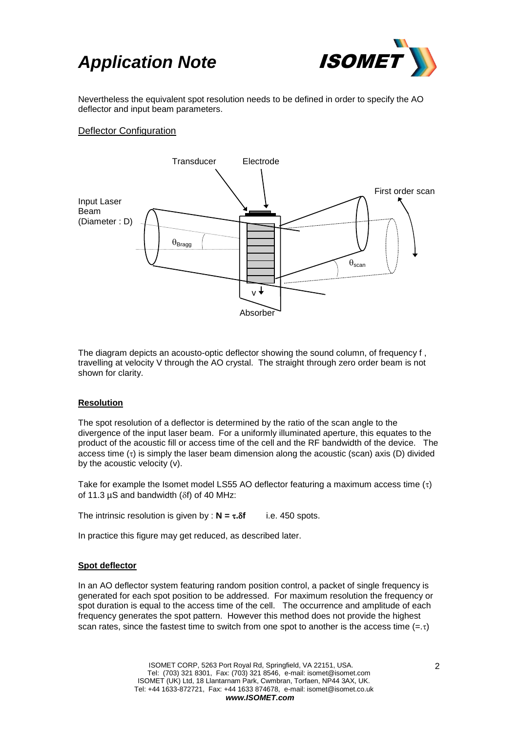Nevertheless the equivalent spot resolution needs to be defined in order to specify the AO deflector and input beam parameters.

Deflector Configuration

The diagram depicts an acousto-optic deflector showing the sound column, of frequency f , travelling at velocity V through the AO crystal. The straight through zero order beam is not shown for clarity.

**Resolution**

The spot resolution of a deflector is determined by the ratio of the scan angle to the divergence of the input laser beam. For a uniformly illuminated aperture, this equates to the product of the acoustic fill or access time of the cell and the RF bandwidth of the device. The access time ($\tau$) is simply the laser beam dimension along the acoustic (scan) axis (D) divided by the acoustic velocity (v).

Take for example the Isomet model LS55 AO deflector featuring a maximum access time ($\tau$) of 11.3 µS and bandwidth ($\delta f$) of 40 MHz:

The intrinsic resolution is given by : $\mathbf{N = \tau.\delta f}$ i.e. 450 spots.

In practice this figure may get reduced, as described later.

**Spot deflector**

In an AO deflector system featuring random position control, a packet of single frequency is generated for each spot position to be addressed. For maximum resolution the frequency or spot duration is equal to the access time of the cell. The occurrence and amplitude of each frequency generates the spot pattern. However this method does not provide the highest scan rates, since the fastest time to switch from one spot to another is the access time ($=.\tau$)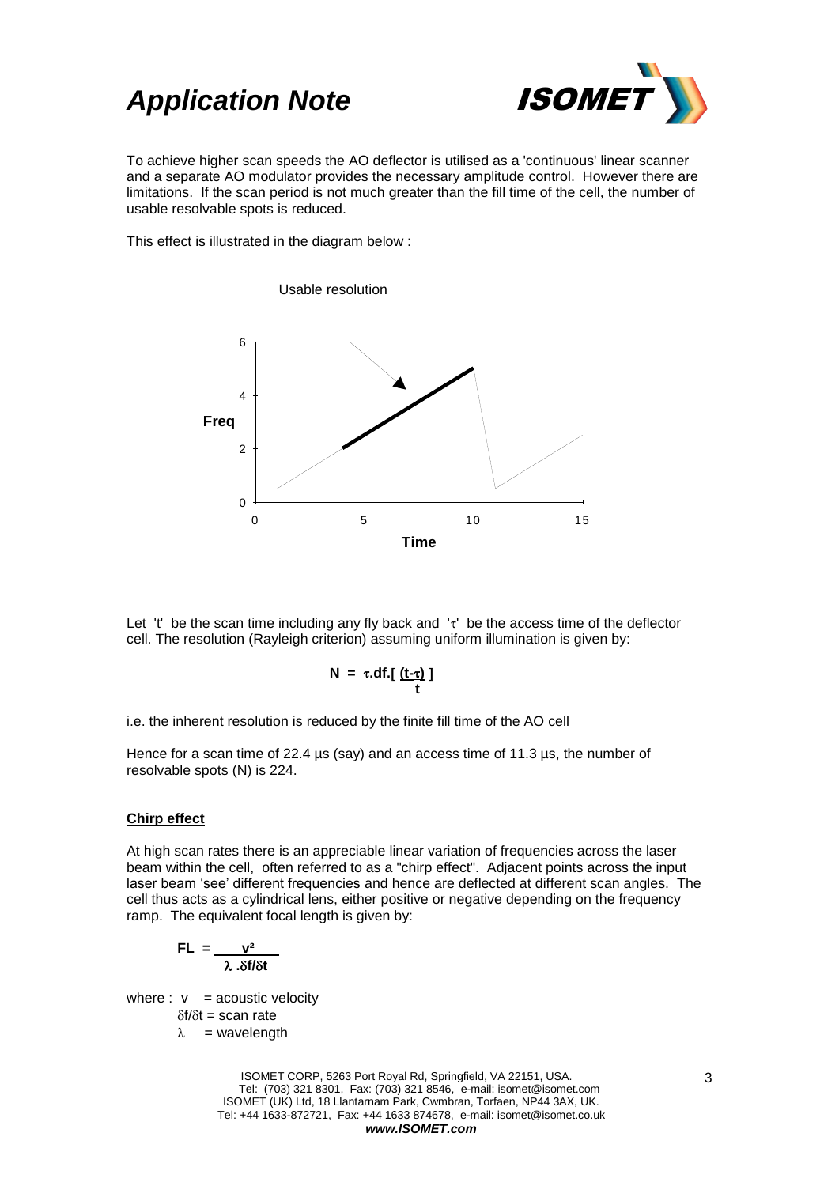To achieve higher scan speeds the AO deflector is utilised as a 'continuous' linear scanner and a separate AO modulator provides the necessary amplitude control. However there are limitations. If the scan period is not much greater than the fill time of the cell, the number of usable resolvable spots is reduced.

This effect is illustrated in the diagram below :

Usable resolution

Let 't' be the scan time including any fly back and '$\tau$' be the access time of the deflector cell. The resolution (Rayleigh criterion) assuming uniform illumination is given by:

$$N = \tau . df . \left[ \frac{(t - \tau)}{t} \right]$$

i.e. the inherent resolution is reduced by the finite fill time of the AO cell

Hence for a scan time of 22.4 µs (say) and an access time of 11.3 µs, the number of resolvable spots (N) is 224.

**Chirp effect**

At high scan rates there is an appreciable linear variation of frequencies across the laser beam within the cell, often referred to as a "chirp effect". Adjacent points across the input laser beam 'see' different frequencies and hence are deflected at different scan angles. The cell thus acts as a cylindrical lens, either positive or negative depending on the frequency ramp. The equivalent focal length is given by:

$$FL = \frac{v^2}{\lambda . \delta f / \delta t}$$

where : $v$ = acoustic velocity
$\delta f / \delta t$ = scan rate
$\lambda$ = wavelength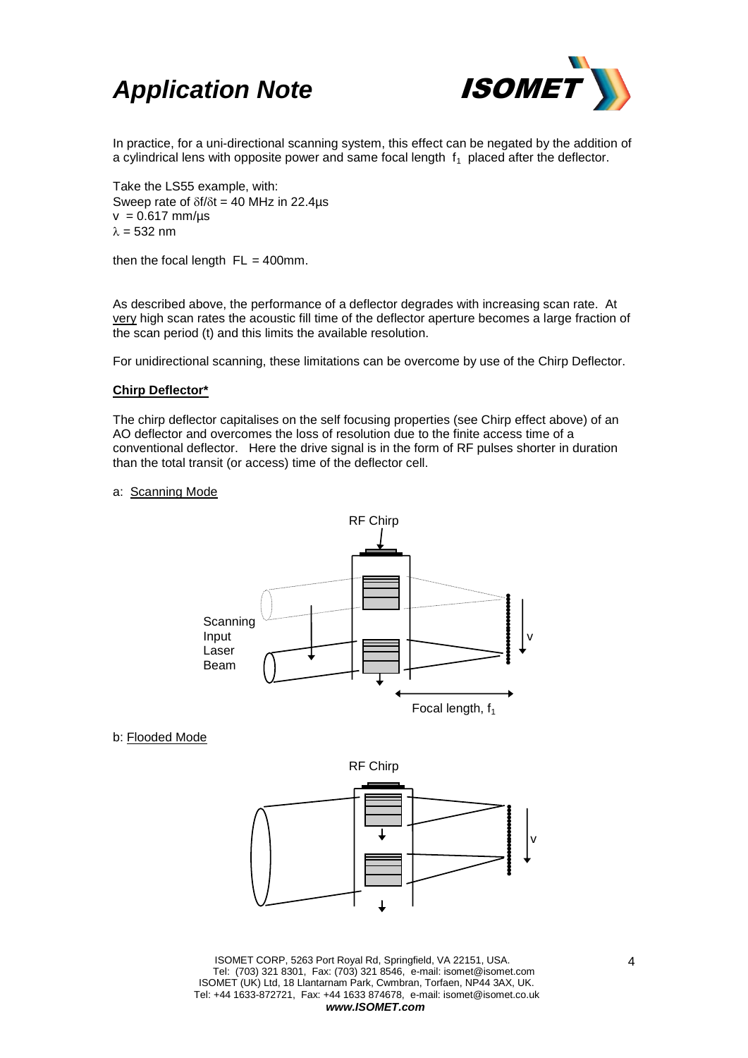In practice, for a uni-directional scanning system, this effect can be negated by the addition of a cylindrical lens with opposite power and same focal length $f_1$ placed after the deflector.

Take the LS55 example, with:
Sweep rate of $\delta f/\delta t$ = 40 MHz in 22.4µs
$v$ = 0.617 mm/µs
$\lambda$ = 532 nm

then the focal length FL = 400mm.

As described above, the performance of a deflector degrades with increasing scan rate. At very high scan rates the acoustic fill time of the deflector aperture becomes a large fraction of the scan period (t) and this limits the available resolution.

For unidirectional scanning, these limitations can be overcome by use of the Chirp Deflector.

**Chirp Deflector***

The chirp deflector capitalises on the self focusing properties (see Chirp effect above) of an AO deflector and overcomes the loss of resolution due to the finite access time of a conventional deflector. Here the drive signal is in the form of RF pulses shorter in duration than the total transit (or access) time of the deflector cell.

a: Scanning Mode

RF Chirp

Scanning Input Laser Beam

v

Focal length, $f_1$

b: Flooded Mode

RF Chirp

v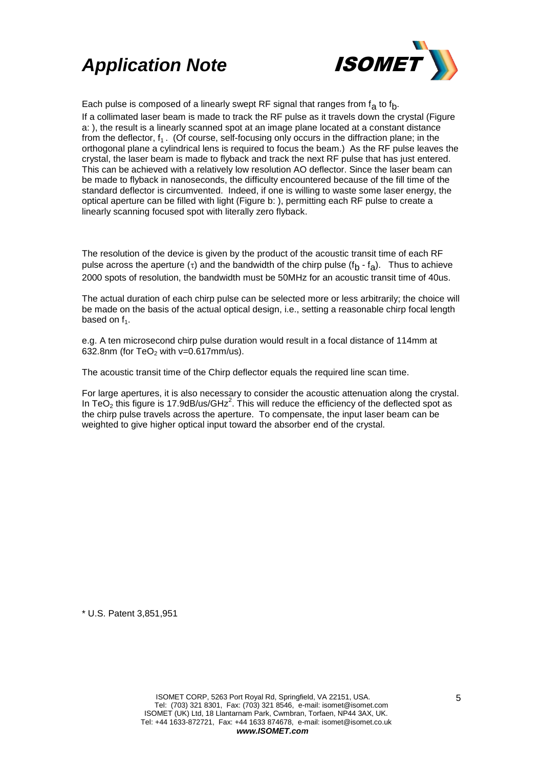Each pulse is composed of a linearly swept RF signal that ranges from $f_a$ to $f_b$.

If a collimated laser beam is made to track the RF pulse as it travels down the crystal (Figure a: ), the result is a linearly scanned spot at an image plane located at a constant distance from the deflector, $f_1$. (Of course, self-focusing only occurs in the diffraction plane; in the orthogonal plane a cylindrical lens is required to focus the beam.) As the RF pulse leaves the crystal, the laser beam is made to flyback and track the next RF pulse that has just entered. This can be achieved with a relatively low resolution AO deflector. Since the laser beam can be made to flyback in nanoseconds, the difficulty encountered because of the fill time of the standard deflector is circumvented. Indeed, if one is willing to waste some laser energy, the optical aperture can be filled with light (Figure b: ), permitting each RF pulse to create a linearly scanning focused spot with literally zero flyback.

The resolution of the device is given by the product of the acoustic transit time of each RF pulse across the aperture ($\tau$) and the bandwidth of the chirp pulse ($f_b$ - $f_a$). Thus to achieve 2000 spots of resolution, the bandwidth must be 50MHz for an acoustic transit time of 40us.

The actual duration of each chirp pulse can be selected more or less arbitrarily; the choice will be made on the basis of the actual optical design, i.e., setting a reasonable chirp focal length based on $f_1$.

e.g. A ten microsecond chirp pulse duration would result in a focal distance of 114mm at 632.8nm (for $TeO_2$ with v=0.617mm/us).

The acoustic transit time of the Chirp deflector equals the required line scan time.

For large apertures, it is also necessary to consider the acoustic attenuation along the crystal. In $TeO_2$ this figure is 17.9dB/us/GHz$^2$. This will reduce the efficiency of the deflected spot as the chirp pulse travels across the aperture. To compensate, the input laser beam can be weighted to give higher optical input toward the absorber end of the crystal.

\* U.S. Patent 3,851,951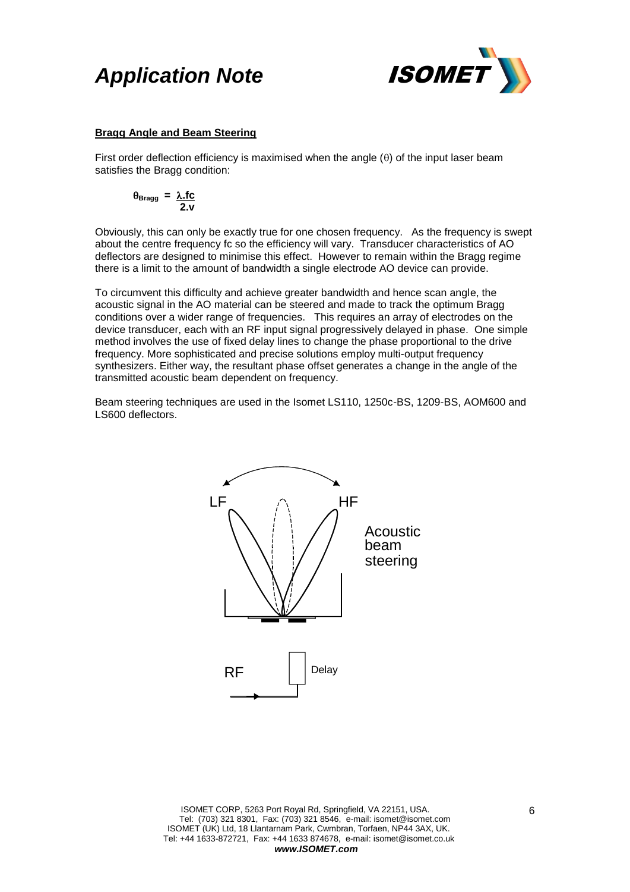**Bragg Angle and Beam Steering**

First order deflection efficiency is maximised when the angle ($\theta$) of the input laser beam satisfies the Bragg condition:

$$\theta_{Bragg} = \frac{\lambda . fc}{2.v}$$

Obviously, this can only be exactly true for one chosen frequency. As the frequency is swept about the centre frequency fc so the efficiency will vary. Transducer characteristics of AO deflectors are designed to minimise this effect. However to remain within the Bragg regime there is a limit to the amount of bandwidth a single electrode AO device can provide.

To circumvent this difficulty and achieve greater bandwidth and hence scan angle, the acoustic signal in the AO material can be steered and made to track the optimum Bragg conditions over a wider range of frequencies. This requires an array of electrodes on the device transducer, each with an RF input signal progressively delayed in phase. One simple method involves the use of fixed delay lines to change the phase proportional to the drive frequency. More sophisticated and precise solutions employ multi-output frequency synthesizers. Either way, the resultant phase offset generates a change in the angle of the transmitted acoustic beam dependent on frequency.

Beam steering techniques are used in the Isomet LS110, 1250c-BS, 1209-BS, AOM600 and LS600 deflectors.

LF HF

Acoustic beam steering

RF Delay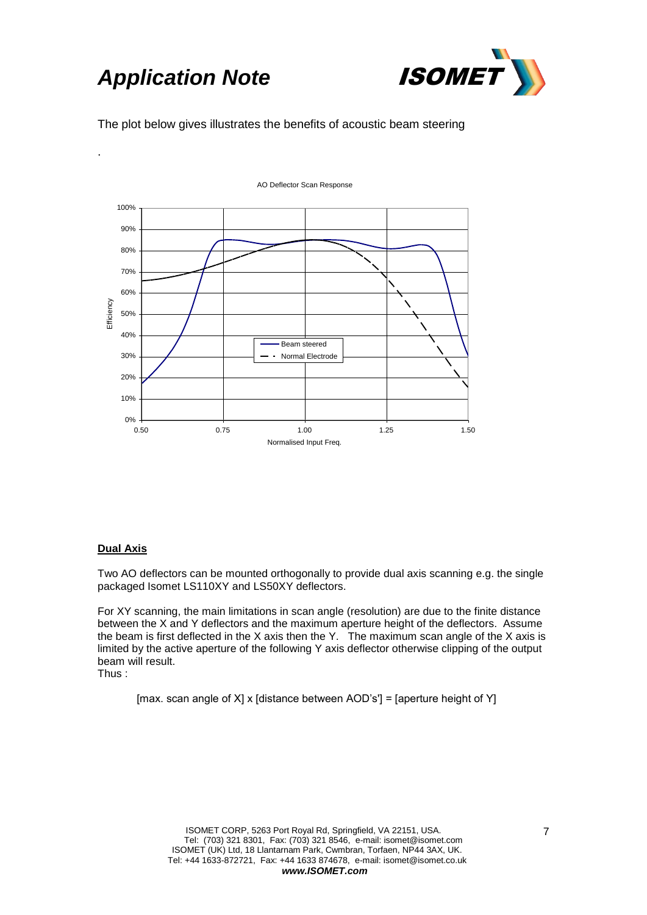The plot below gives illustrates the benefits of acoustic beam steering

.

AO Deflector Scan Response

**Dual Axis**

Two AO deflectors can be mounted orthogonally to provide dual axis scanning e.g. the single packaged Isomet LS110XY and LS50XY deflectors.

For XY scanning, the main limitations in scan angle (resolution) are due to the finite distance between the X and Y deflectors and the maximum aperture height of the deflectors. Assume the beam is first deflected in the X axis then the Y. The maximum scan angle of the X axis is limited by the active aperture of the following Y axis deflector otherwise clipping of the output beam will result.
Thus :

[max. scan angle of X] x [distance between AOD's'] = [aperture height of Y]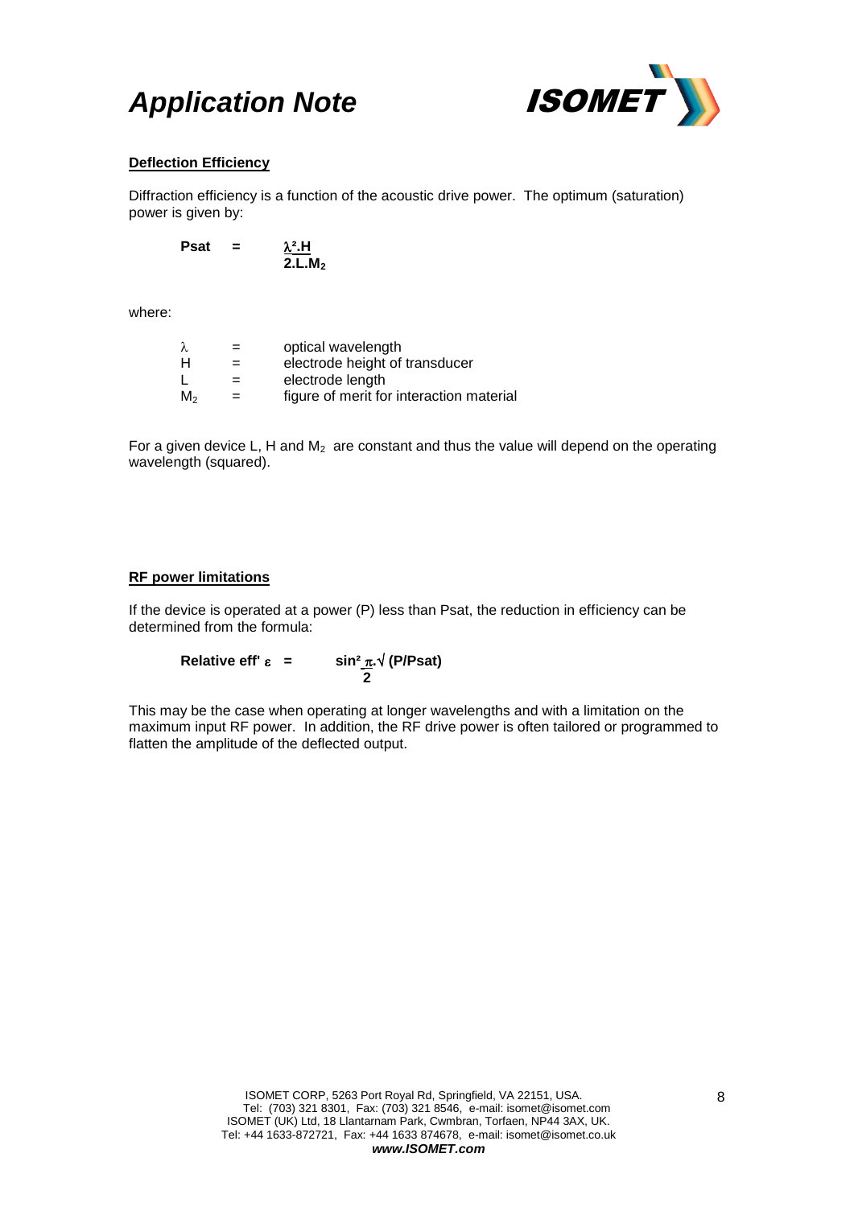**Deflection Efficiency**

Diffraction efficiency is a function of the acoustic drive power. The optimum (saturation) power is given by:

$$\text{Psat} = \frac{\lambda^2 . H}{2 . L . M_2}$$

where:

| | | |
|---|---|---|
| $\lambda$ | = | optical wavelength |
| H | = | electrode height of transducer |
| L | = | electrode length |
| $M_2$ | = | figure of merit for interaction material |

For a given device L, H and $M_2$ are constant and thus the value will depend on the operating wavelength (squared).

**RF power limitations**

If the device is operated at a power (P) less than Psat, the reduction in efficiency can be determined from the formula:

$$\text{Relative eff' } \varepsilon = \sin^2 \frac{\pi}{2} . \sqrt{(P/Psat)}$$

This may be the case when operating at longer wavelengths and with a limitation on the maximum input RF power. In addition, the RF drive power is often tailored or programmed to flatten the amplitude of the deflected output.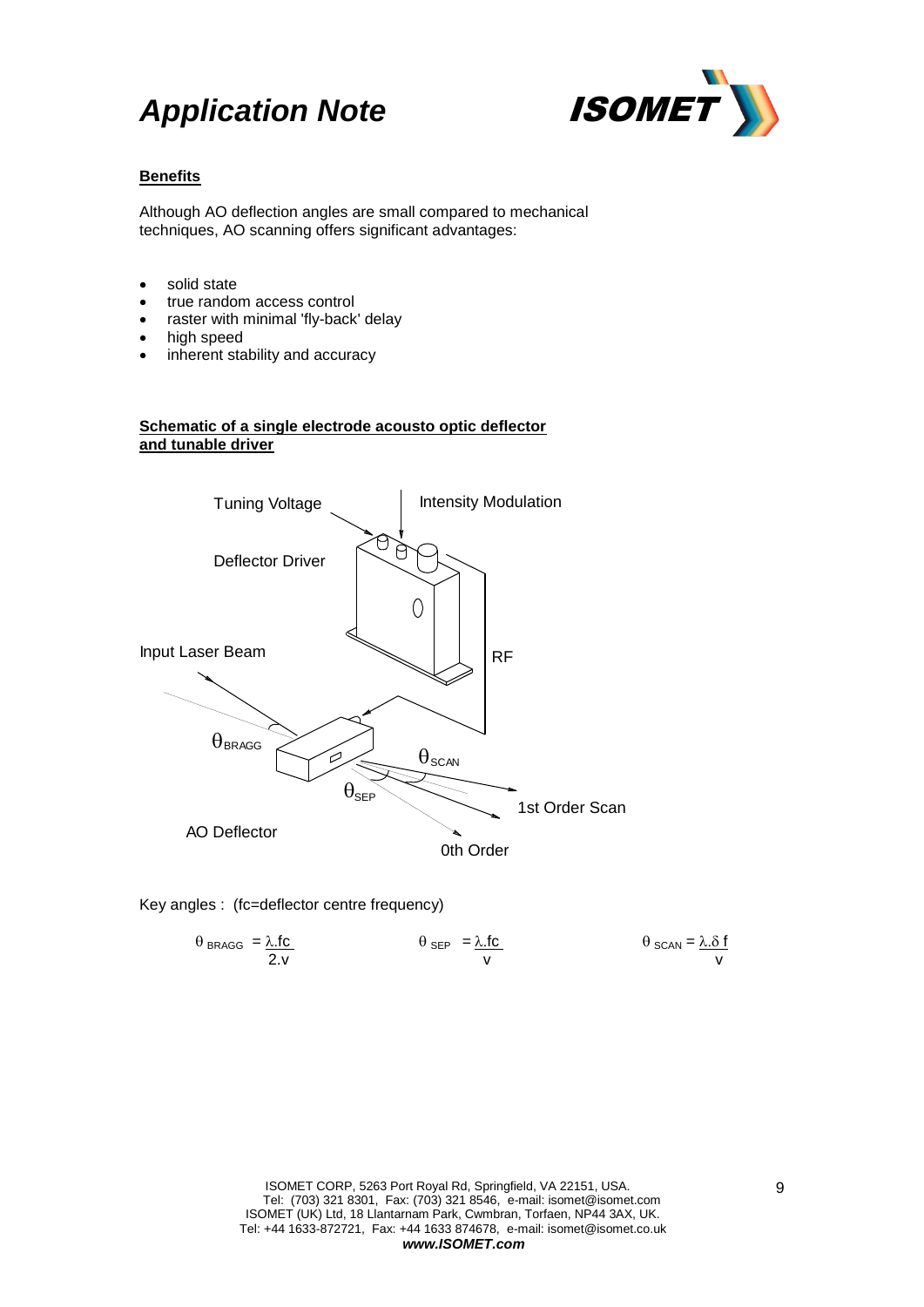**Benefits**

Although AO deflection angles are small compared to mechanical techniques, AO scanning offers significant advantages:

- solid state
- true random access control
- raster with minimal 'fly-back' delay
- high speed
- inherent stability and accuracy

**Schematic of a single electrode acousto optic deflector and tunable driver**

Tuning Voltage

Intensity Modulation

Deflector Driver

Input Laser Beam

RF

$\theta_{BRAGG}$

$\theta_{SCAN}$

$\theta_{SEP}$

1st Order Scan

AO Deflector

0th Order

Key angles : (fc=deflector centre frequency)

$$\theta_{BRAGG} = \frac{\lambda.fc}{2.v} \qquad \theta_{SEP} = \frac{\lambda.fc}{v} \qquad \theta_{SCAN} = \frac{\lambda.\delta f}{v}$$